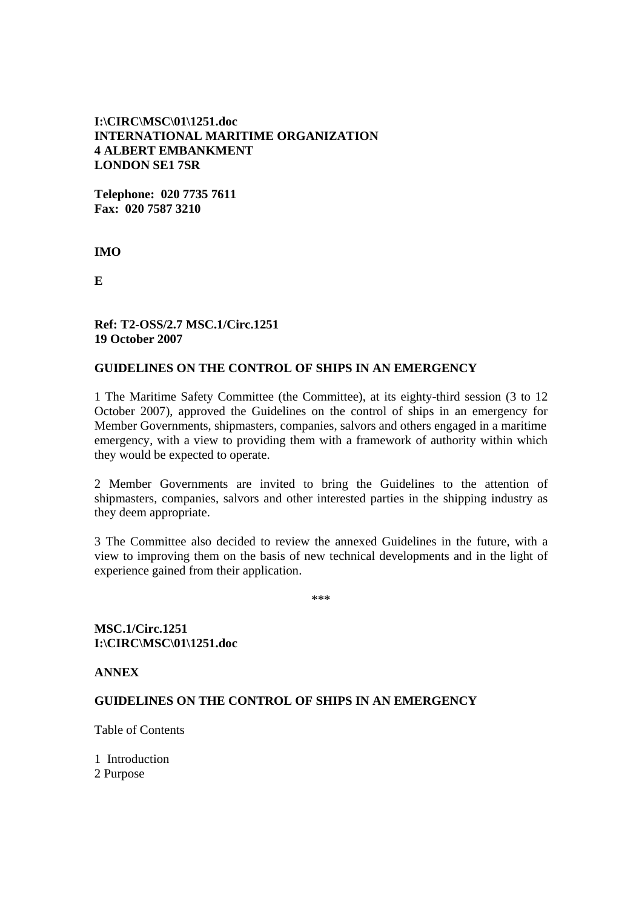**I:\CIRC\MSC\01\1251.doc**
**INTERNATIONAL MARITIME ORGANIZATION**
**4 ALBERT EMBANKMENT**
**LONDON SE1 7SR**

**Telephone: 020 7735 7611**
**Fax: 020 7587 3210**

**IMO**

**E**

**Ref: T2-OSS/2.7 MSC.1/Circ.1251**
**19 October 2007**

## GUIDELINES ON THE CONTROL OF SHIPS IN AN EMERGENCY

1 The Maritime Safety Committee (the Committee), at its eighty-third session (3 to 12 October 2007), approved the Guidelines on the control of ships in an emergency for Member Governments, shipmasters, companies, salvors and others engaged in a maritime emergency, with a view to providing them with a framework of authority within which they would be expected to operate.

2 Member Governments are invited to bring the Guidelines to the attention of shipmasters, companies, salvors and other interested parties in the shipping industry as they deem appropriate.

3 The Committee also decided to review the annexed Guidelines in the future, with a view to improving them on the basis of new technical developments and in the light of experience gained from their application.

\*\*\*

**MSC.1/Circ.1251**
**I:\CIRC\MSC\01\1251.doc**

**ANNEX**

## GUIDELINES ON THE CONTROL OF SHIPS IN AN EMERGENCY

Table of Contents

1 Introduction
2 Purpose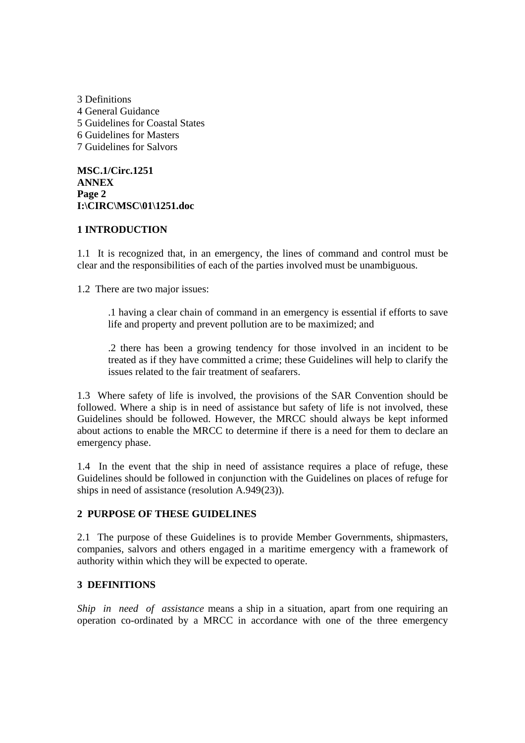3 Definitions
4 General Guidance
5 Guidelines for Coastal States
6 Guidelines for Masters
7 Guidelines for Salvors

## 1 INTRODUCTION

1.1 It is recognized that, in an emergency, the lines of command and control must be clear and the responsibilities of each of the parties involved must be unambiguous.

1.2 There are two major issues:

> .1 having a clear chain of command in an emergency is essential if efforts to save life and property and prevent pollution are to be maximized; and
>
> .2 there has been a growing tendency for those involved in an incident to be treated as if they have committed a crime; these Guidelines will help to clarify the issues related to the fair treatment of seafarers.

1.3 Where safety of life is involved, the provisions of the SAR Convention should be followed. Where a ship is in need of assistance but safety of life is not involved, these Guidelines should be followed. However, the MRCC should always be kept informed about actions to enable the MRCC to determine if there is a need for them to declare an emergency phase.

1.4 In the event that the ship in need of assistance requires a place of refuge, these Guidelines should be followed in conjunction with the Guidelines on places of refuge for ships in need of assistance (resolution A.949(23)).

## 2 PURPOSE OF THESE GUIDELINES

2.1 The purpose of these Guidelines is to provide Member Governments, shipmasters, companies, salvors and others engaged in a maritime emergency with a framework of authority within which they will be expected to operate.

## 3 DEFINITIONS

*Ship in need of assistance* means a ship in a situation, apart from one requiring an operation co-ordinated by a MRCC in accordance with one of the three emergency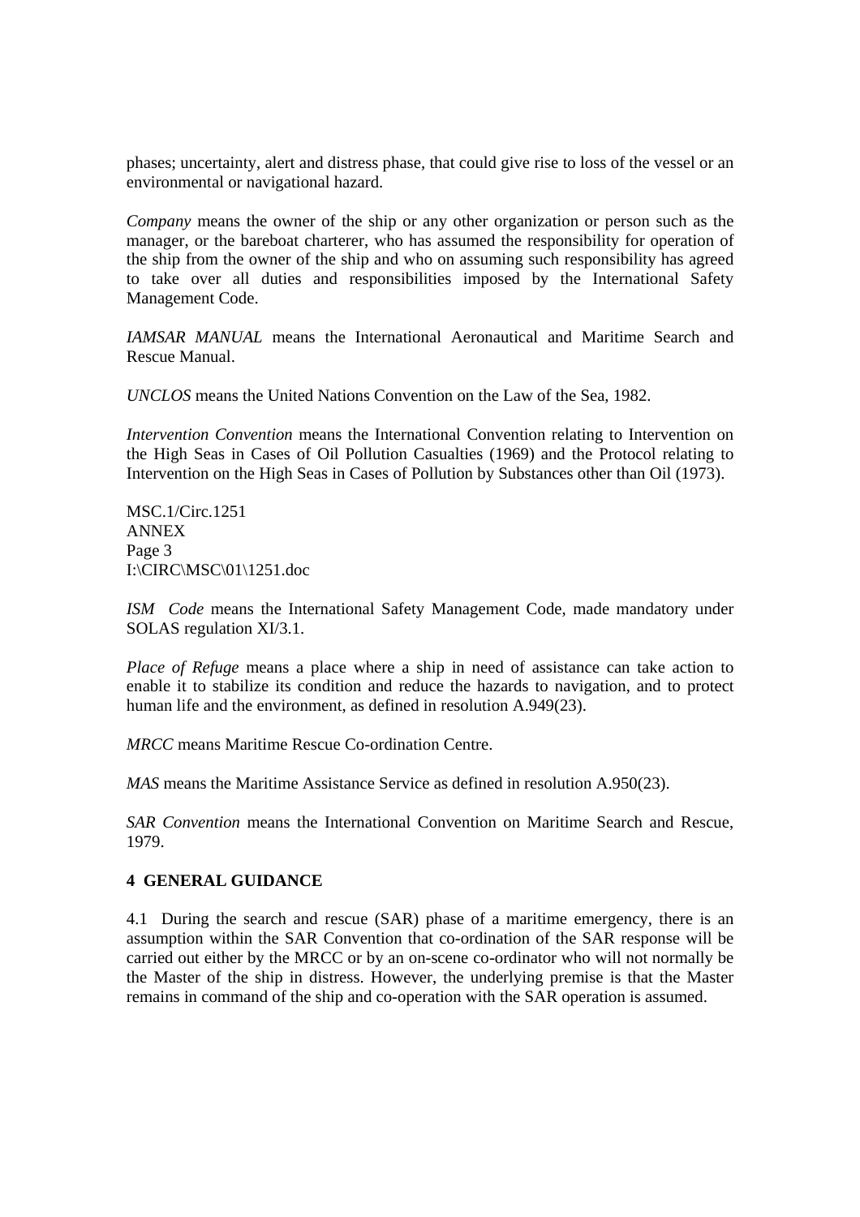phases; uncertainty, alert and distress phase, that could give rise to loss of the vessel or an environmental or navigational hazard.

*Company* means the owner of the ship or any other organization or person such as the manager, or the bareboat charterer, who has assumed the responsibility for operation of the ship from the owner of the ship and who on assuming such responsibility has agreed to take over all duties and responsibilities imposed by the International Safety Management Code.

*IAMSAR MANUAL* means the International Aeronautical and Maritime Search and Rescue Manual.

*UNCLOS* means the United Nations Convention on the Law of the Sea, 1982.

*Intervention Convention* means the International Convention relating to Intervention on the High Seas in Cases of Oil Pollution Casualties (1969) and the Protocol relating to Intervention on the High Seas in Cases of Pollution by Substances other than Oil (1973).

*ISM Code* means the International Safety Management Code, made mandatory under SOLAS regulation XI/3.1.

*Place of Refuge* means a place where a ship in need of assistance can take action to enable it to stabilize its condition and reduce the hazards to navigation, and to protect human life and the environment, as defined in resolution A.949(23).

*MRCC* means Maritime Rescue Co-ordination Centre.

*MAS* means the Maritime Assistance Service as defined in resolution A.950(23).

*SAR Convention* means the International Convention on Maritime Search and Rescue, 1979.

## 4 GENERAL GUIDANCE

4.1 During the search and rescue (SAR) phase of a maritime emergency, there is an assumption within the SAR Convention that co-ordination of the SAR response will be carried out either by the MRCC or by an on-scene co-ordinator who will not normally be the Master of the ship in distress. However, the underlying premise is that the Master remains in command of the ship and co-operation with the SAR operation is assumed.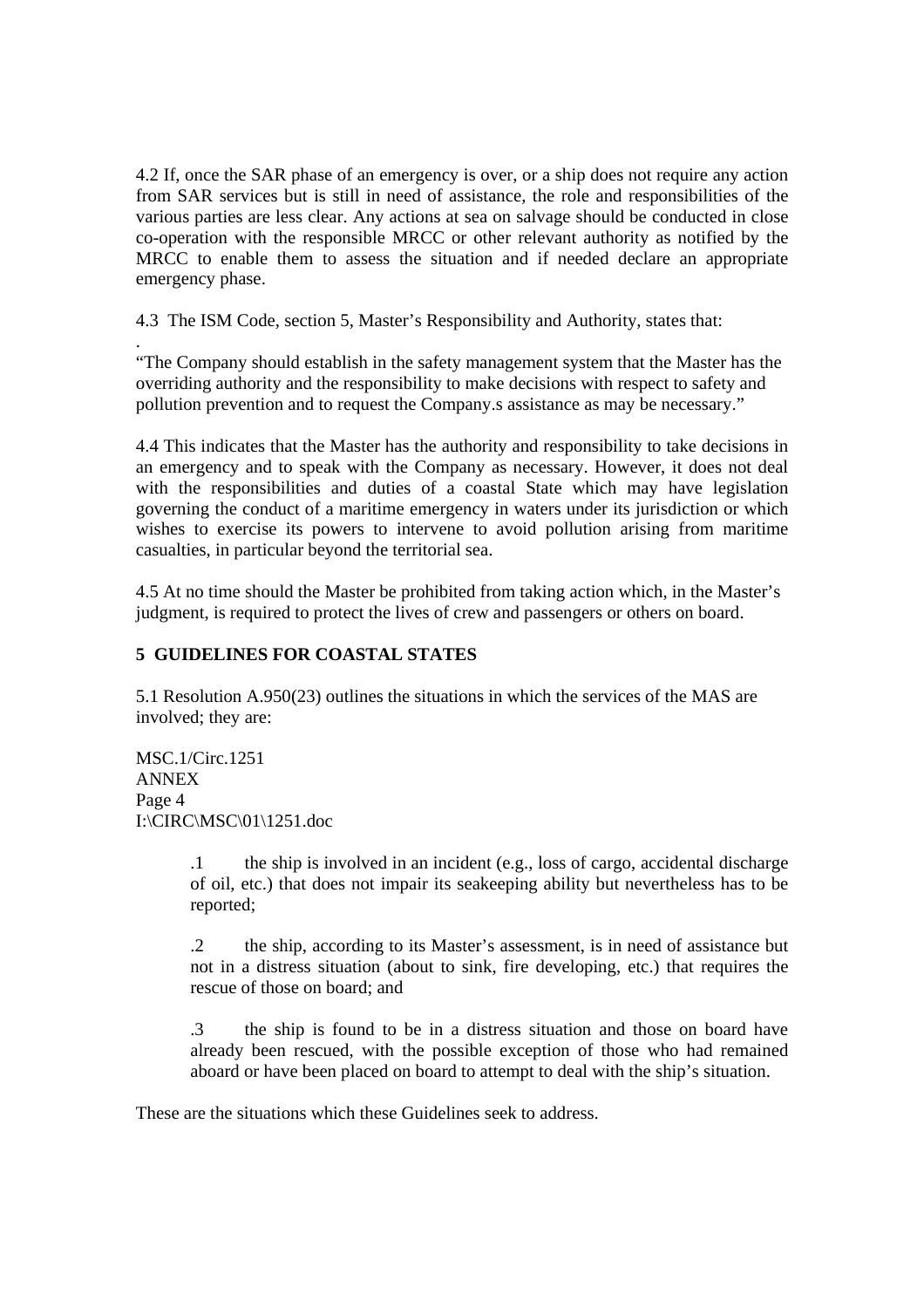4.2 If, once the SAR phase of an emergency is over, or a ship does not require any action from SAR services but is still in need of assistance, the role and responsibilities of the various parties are less clear. Any actions at sea on salvage should be conducted in close co-operation with the responsible MRCC or other relevant authority as notified by the MRCC to enable them to assess the situation and if needed declare an appropriate emergency phase.

4.3 The ISM Code, section 5, Master's Responsibility and Authority, states that:

.
"The Company should establish in the safety management system that the Master has the overriding authority and the responsibility to make decisions with respect to safety and pollution prevention and to request the Company.s assistance as may be necessary."

4.4 This indicates that the Master has the authority and responsibility to take decisions in an emergency and to speak with the Company as necessary. However, it does not deal with the responsibilities and duties of a coastal State which may have legislation governing the conduct of a maritime emergency in waters under its jurisdiction or which wishes to exercise its powers to intervene to avoid pollution arising from maritime casualties, in particular beyond the territorial sea.

4.5 At no time should the Master be prohibited from taking action which, in the Master's judgment, is required to protect the lives of crew and passengers or others on board.

## 5 GUIDELINES FOR COASTAL STATES

5.1 Resolution A.950(23) outlines the situations in which the services of the MAS are involved; they are:

> .1 the ship is involved in an incident (e.g., loss of cargo, accidental discharge of oil, etc.) that does not impair its seakeeping ability but nevertheless has to be reported;
>
> .2 the ship, according to its Master's assessment, is in need of assistance but not in a distress situation (about to sink, fire developing, etc.) that requires the rescue of those on board; and
>
> .3 the ship is found to be in a distress situation and those on board have already been rescued, with the possible exception of those who had remained aboard or have been placed on board to attempt to deal with the ship's situation.

These are the situations which these Guidelines seek to address.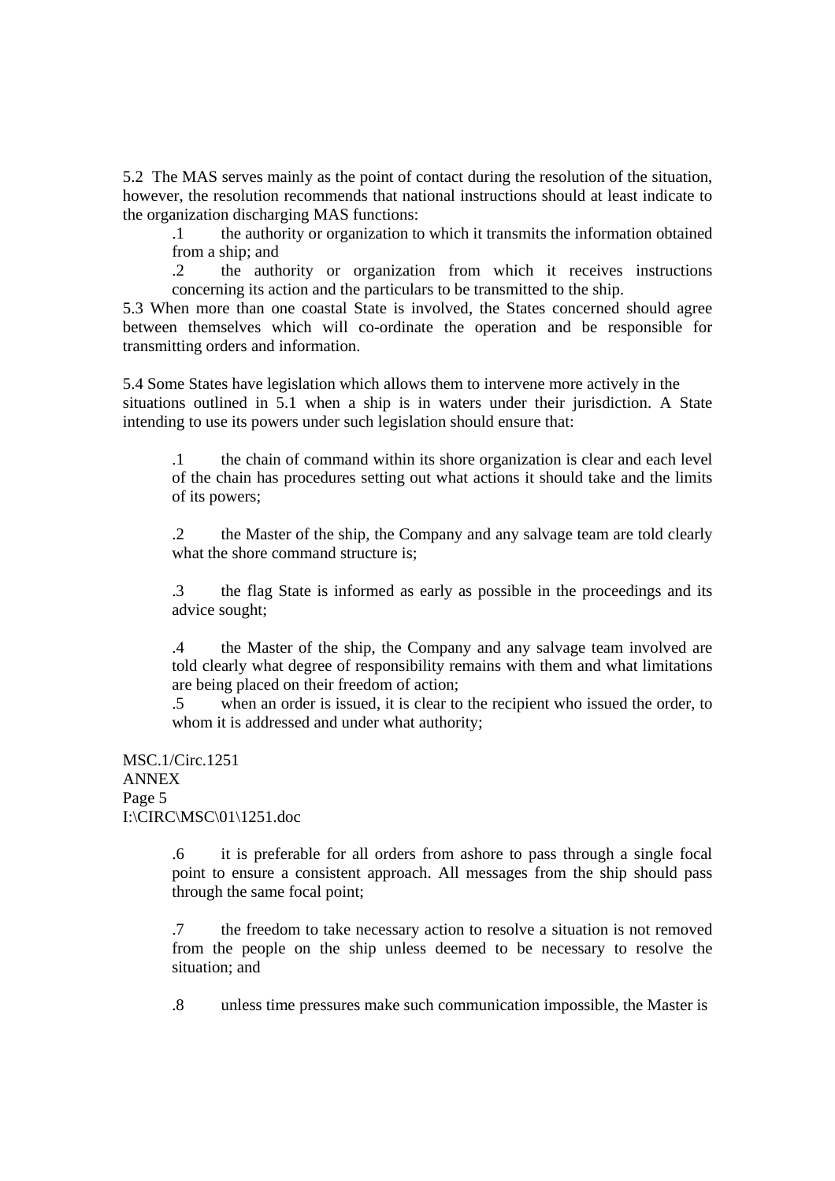5.2 The MAS serves mainly as the point of contact during the resolution of the situation, however, the resolution recommends that national instructions should at least indicate to the organization discharging MAS functions:

.1 the authority or organization to which it transmits the information obtained from a ship; and

.2 the authority or organization from which it receives instructions concerning its action and the particulars to be transmitted to the ship.

5.3 When more than one coastal State is involved, the States concerned should agree between themselves which will co-ordinate the operation and be responsible for transmitting orders and information.

5.4 Some States have legislation which allows them to intervene more actively in the situations outlined in 5.1 when a ship is in waters under their jurisdiction. A State intending to use its powers under such legislation should ensure that:

.1 the chain of command within its shore organization is clear and each level of the chain has procedures setting out what actions it should take and the limits of its powers;

.2 the Master of the ship, the Company and any salvage team are told clearly what the shore command structure is;

.3 the flag State is informed as early as possible in the proceedings and its advice sought;

.4 the Master of the ship, the Company and any salvage team involved are told clearly what degree of responsibility remains with them and what limitations are being placed on their freedom of action;

.5 when an order is issued, it is clear to the recipient who issued the order, to whom it is addressed and under what authority;

.6 it is preferable for all orders from ashore to pass through a single focal point to ensure a consistent approach. All messages from the ship should pass through the same focal point;

.7 the freedom to take necessary action to resolve a situation is not removed from the people on the ship unless deemed to be necessary to resolve the situation; and

.8 unless time pressures make such communication impossible, the Master is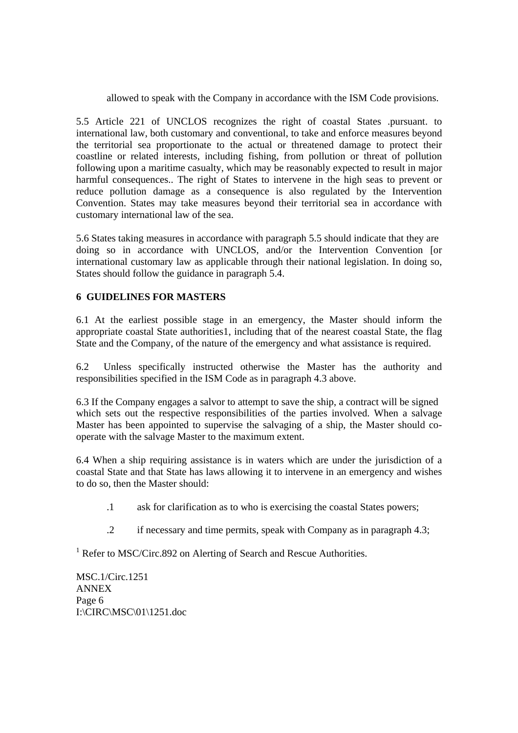allowed to speak with the Company in accordance with the ISM Code provisions.

5.5 Article 221 of UNCLOS recognizes the right of coastal States .pursuant. to international law, both customary and conventional, to take and enforce measures beyond the territorial sea proportionate to the actual or threatened damage to protect their coastline or related interests, including fishing, from pollution or threat of pollution following upon a maritime casualty, which may be reasonably expected to result in major harmful consequences.. The right of States to intervene in the high seas to prevent or reduce pollution damage as a consequence is also regulated by the Intervention Convention. States may take measures beyond their territorial sea in accordance with customary international law of the sea.

5.6 States taking measures in accordance with paragraph 5.5 should indicate that they are doing so in accordance with UNCLOS, and/or the Intervention Convention [or international customary law as applicable through their national legislation. In doing so, States should follow the guidance in paragraph 5.4.

## 6 GUIDELINES FOR MASTERS

6.1 At the earliest possible stage in an emergency, the Master should inform the appropriate coastal State authorities[1], including that of the nearest coastal State, the flag State and the Company, of the nature of the emergency and what assistance is required.

6.2 Unless specifically instructed otherwise the Master has the authority and responsibilities specified in the ISM Code as in paragraph 4.3 above.

6.3 If the Company engages a salvor to attempt to save the ship, a contract will be signed which sets out the respective responsibilities of the parties involved. When a salvage Master has been appointed to supervise the salvaging of a ship, the Master should co-operate with the salvage Master to the maximum extent.

6.4 When a ship requiring assistance is in waters which are under the jurisdiction of a coastal State and that State has laws allowing it to intervene in an emergency and wishes to do so, then the Master should:

.1 ask for clarification as to who is exercising the coastal States powers;

.2 if necessary and time permits, speak with Company as in paragraph 4.3;

[1] Refer to MSC/Circ.892 on Alerting of Search and Rescue Authorities.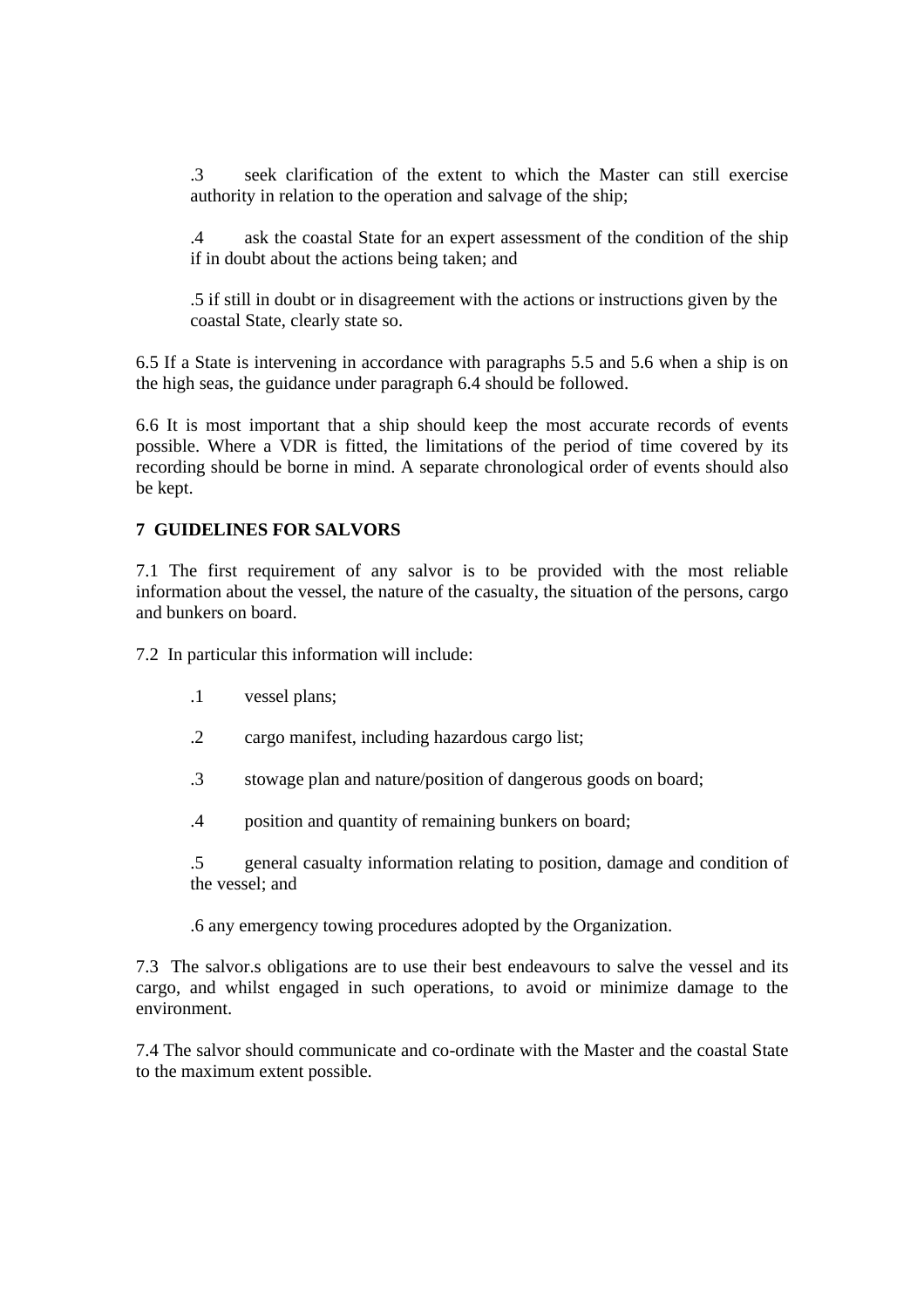.3 seek clarification of the extent to which the Master can still exercise authority in relation to the operation and salvage of the ship;

.4 ask the coastal State for an expert assessment of the condition of the ship if in doubt about the actions being taken; and

.5 if still in doubt or in disagreement with the actions or instructions given by the coastal State, clearly state so.

6.5 If a State is intervening in accordance with paragraphs 5.5 and 5.6 when a ship is on the high seas, the guidance under paragraph 6.4 should be followed.

6.6 It is most important that a ship should keep the most accurate records of events possible. Where a VDR is fitted, the limitations of the period of time covered by its recording should be borne in mind. A separate chronological order of events should also be kept.

## 7 GUIDELINES FOR SALVORS

7.1 The first requirement of any salvor is to be provided with the most reliable information about the vessel, the nature of the casualty, the situation of the persons, cargo and bunkers on board.

7.2 In particular this information will include:

.1 vessel plans;

.2 cargo manifest, including hazardous cargo list;

.3 stowage plan and nature/position of dangerous goods on board;

.4 position and quantity of remaining bunkers on board;

.5 general casualty information relating to position, damage and condition of the vessel; and

.6 any emergency towing procedures adopted by the Organization.

7.3 The salvor.s obligations are to use their best endeavours to salve the vessel and its cargo, and whilst engaged in such operations, to avoid or minimize damage to the environment.

7.4 The salvor should communicate and co-ordinate with the Master and the coastal State to the maximum extent possible.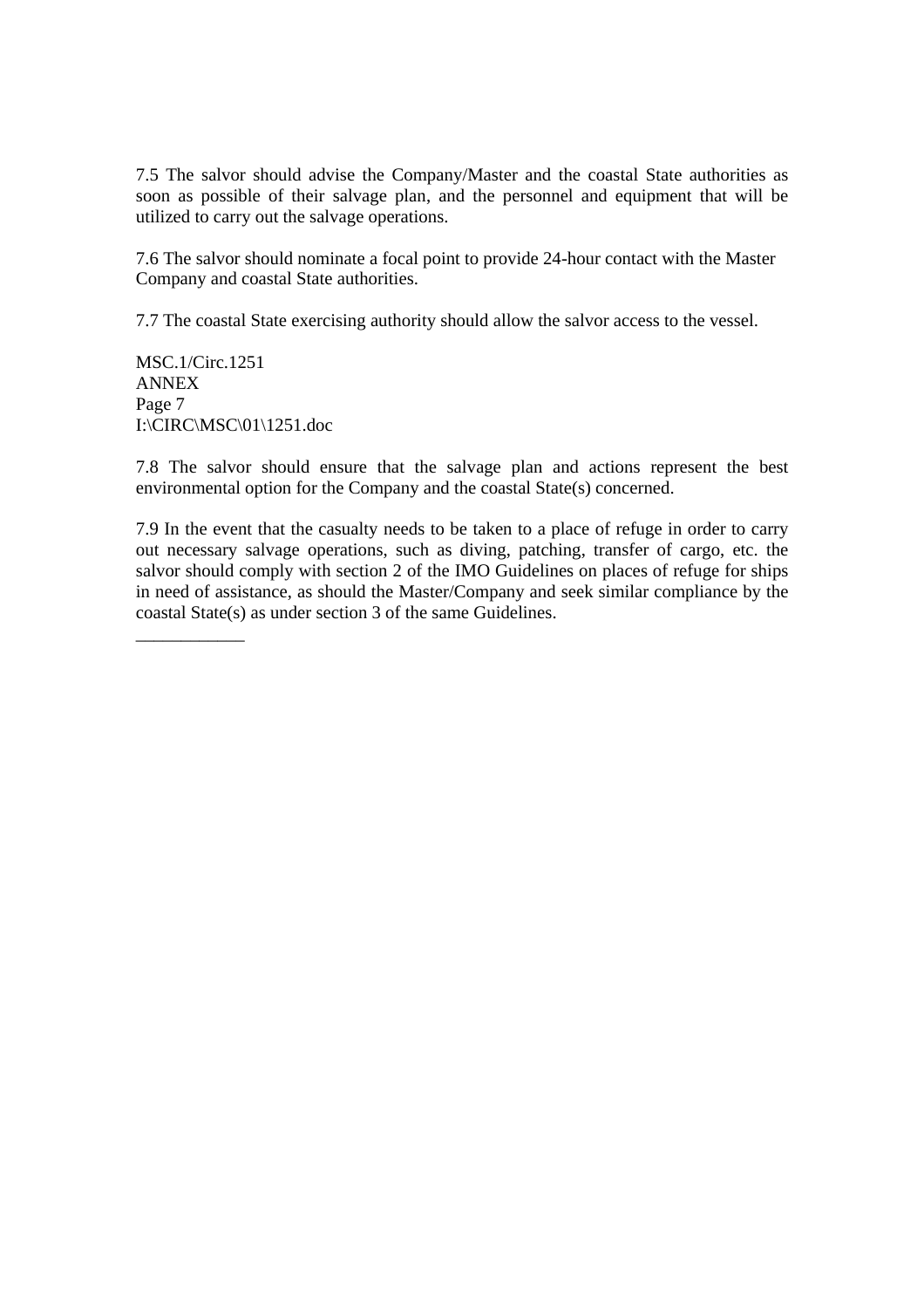7.5 The salvor should advise the Company/Master and the coastal State authorities as soon as possible of their salvage plan, and the personnel and equipment that will be utilized to carry out the salvage operations.

7.6 The salvor should nominate a focal point to provide 24-hour contact with the Master Company and coastal State authorities.

7.7 The coastal State exercising authority should allow the salvor access to the vessel.

7.8 The salvor should ensure that the salvage plan and actions represent the best environmental option for the Company and the coastal State(s) concerned.

7.9 In the event that the casualty needs to be taken to a place of refuge in order to carry out necessary salvage operations, such as diving, patching, transfer of cargo, etc. the salvor should comply with section 2 of the IMO Guidelines on places of refuge for ships in need of assistance, as should the Master/Company and seek similar compliance by the coastal State(s) as under section 3 of the same Guidelines.

\_\_\_\_\_\_\_\_\_\_\_\_